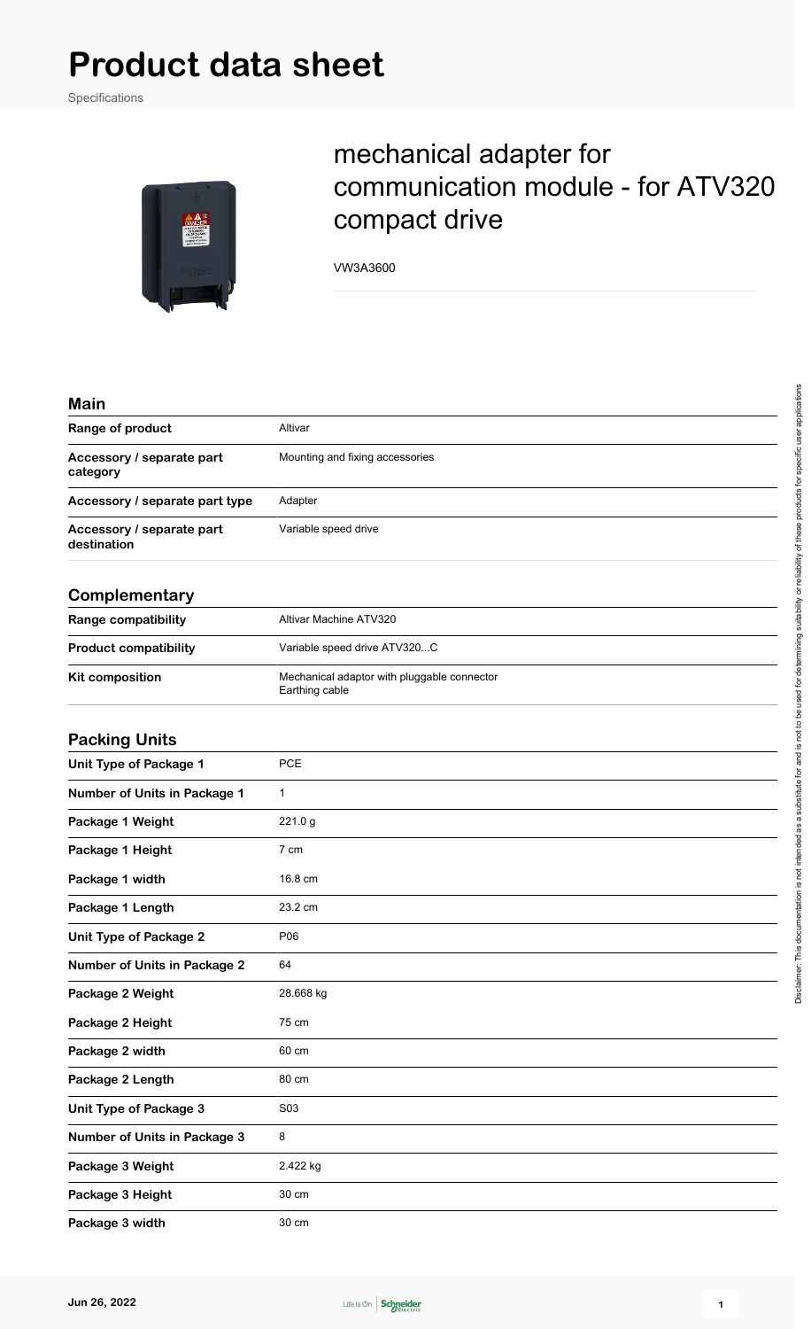# Product data sheet

Specifications

## mechanical adapter for communication module - for ATV320 compact drive

VW3A3600

### Main

| | |
|---|---|
| Range of product | Altivar |
| Accessory / separate part category | Mounting and fixing accessories |
| Accessory / separate part type | Adapter |
| Accessory / separate part destination | Variable speed drive |

### Complementary

| | |
|---|---|
| Range compatibility | Altivar Machine ATV320 |
| Product compatibility | Variable speed drive ATV320...C |
| Kit composition | Mechanical adaptor with pluggable connector<br>Earthing cable |

### Packing Units

| | |
|---|---|
| Unit Type of Package 1 | PCE |
| Number of Units in Package 1 | 1 |
| Package 1 Weight | 221.0 g |
| Package 1 Height | 7 cm |
| Package 1 width | 16.8 cm |
| Package 1 Length | 23.2 cm |
| Unit Type of Package 2 | P06 |
| Number of Units in Package 2 | 64 |
| Package 2 Weight | 28.668 kg |
| Package 2 Height | 75 cm |
| Package 2 width | 60 cm |
| Package 2 Length | 80 cm |
| Unit Type of Package 3 | S03 |
| Number of Units in Package 3 | 8 |
| Package 3 Weight | 2.422 kg |
| Package 3 Height | 30 cm |
| Package 3 width | 30 cm |

Disclaimer: This documentation is not intended as a substitute for and is not to be used for determining suitability or reliability of these products for specific user applications

Jun 26, 2022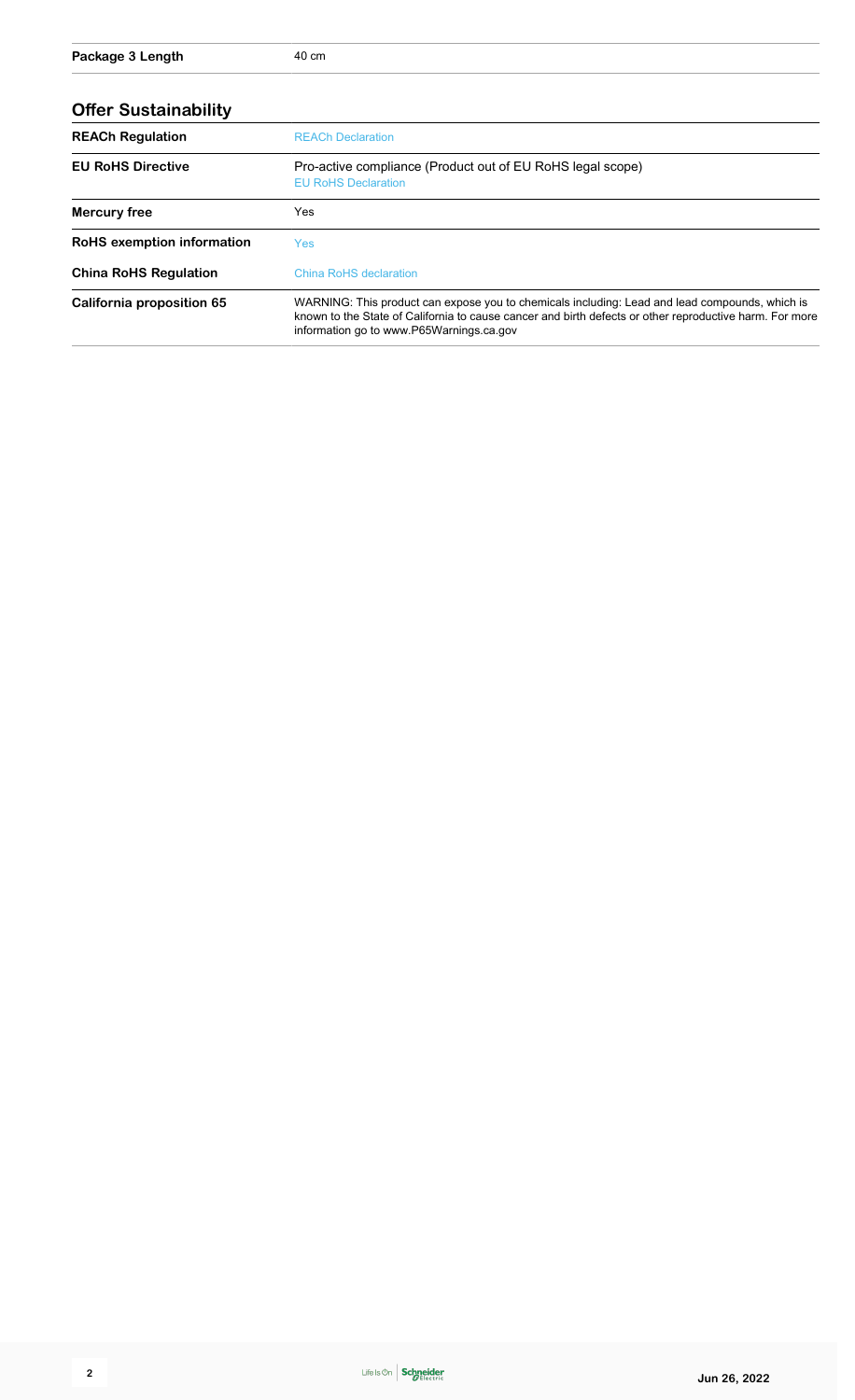| | |
|---|---|
| **Package 3 Length** | 40 cm |

## Offer Sustainability

| | |
|---|---|
| **REACh Regulation** | REACh Declaration |
| **EU RoHS Directive** | Pro-active compliance (Product out of EU RoHS legal scope)<br>EU RoHS Declaration |
| **Mercury free** | Yes |
| **RoHS exemption information** | Yes |
| **China RoHS Regulation** | China RoHS declaration |
| **California proposition 65** | WARNING: This product can expose you to chemicals including: Lead and lead compounds, which is known to the State of California to cause cancer and birth defects or other reproductive harm. For more information go to www.P65Warnings.ca.gov |